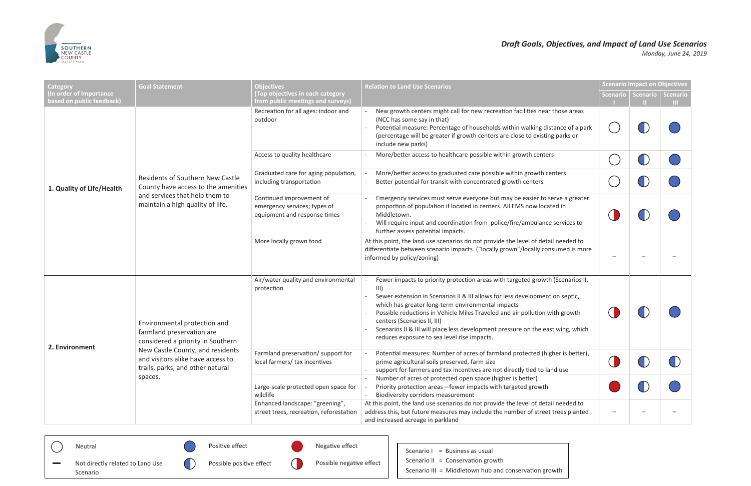SOUTHERN NEW CASTLE COUNTY MASTER PLAN

*Draft Goals, Objectives, and Impact of Land Use Scenarios*

*Monday, June 24, 2019*

| Category (In order of Importance based on public feedback) | Goal Statement | Objectives (Top objectives in each category from public meetings and surveys) | Relation to Land Use Scenarios | Scenario Impact on Objectives | | |
|---|---|---|---|---|---|---|
| | | | | Scenario I | Scenario II | Scenario III |
| **1. Quality of Life/Health** | Residents of Southern New Castle County have access to the amenities and services that help them to maintain a high quality of life. | Recreation for all ages: indoor and outdoor | - New growth centers might call for new recreation facilities near those areas (NCC has some say in that)<br>- Potential measure: Percentage of households within walking distance of a park (percentage will be greater if growth centers are close to existing parks or include new parks) | Neutral | Possible positive effect | Positive effect |
| | | Access to quality healthcare | - More/better access to healthcare possible within growth centers | Neutral | Possible positive effect | Positive effect |
| | | Graduated care for aging population, including transportation | - More/better access to graduated care possible within growth centers<br>- Better potential for transit with concentrated growth centers | Neutral | Possible positive effect | Positive effect |
| | | Continued improvement of emergency services; types of equipment and response times | - Emergency services must serve everyone but may be easier to serve a greater proportion of population if located in centers. All EMS now located in Middletown.<br>- Will require input and coordination from police/fire/ambulance services to further assess potential impacts. | Possible negative effect | Possible positive effect | Positive effect |
| | | More locally grown food | At this point, the land use scenarios do not provide the level of detail needed to differentiate between scenario impacts. ("locally grown"/locally consumed is more informed by policy/zoning) | – | – | – |
| **2. Environment** | Environmental protection and farmland preservation are considered a priority in Southern New Castle County, and residents and visitors alike have access to trails, parks, and other natural spaces. | Air/water quality and environmental protection | - Fewer impacts to priority protection areas with targeted growth (Scenarios II, III)<br>- Sewer extension in Scenarios II & III allows for less development on septic, which has greater long-term environmental impacts<br>- Possible reductions in Vehicle Miles Traveled and air pollution with growth centers (Scenarios II, III)<br>- Scenarios II & III will place less development pressure on the east wing, which reduces exposure to sea level rise impacts. | Possible negative effect | Possible positive effect | Positive effect |
| | | Farmland preservation/ support for local farmers/ tax incentives | - Potential measures: Number of acres of farmland protected (higher is better), prime agricultural soils preserved, farm size<br>- support for farmers and tax incentives are not directly tied to land use | Possible negative effect | Possible positive effect | Possible positive effect |
| | | Large-scale protected open space for wildlife | - Number of acres of protected open space (higher is better)<br>- Priority protection areas – fewer impacts with targeted growth<br>- Biodiversity corridors measurement | Negative effect | Possible positive effect | Positive effect |
| | | Enhanced landscape: "greening", street trees, recreation, reforestation | At this point, the land use scenarios do not provide the level of detail needed to address this, but future measures may include the number of street trees planted and increased acreage in parkland | – | – | – |

Legend:
- ○ Neutral
- – Not directly related to Land Use Scenario
- Positive effect
- Possible positive effect
- Negative effect
- Possible negative effect

Scenario I = Business as usual
Scenario II = Conservation growth
Scenario III = Middletown hub and conservation growth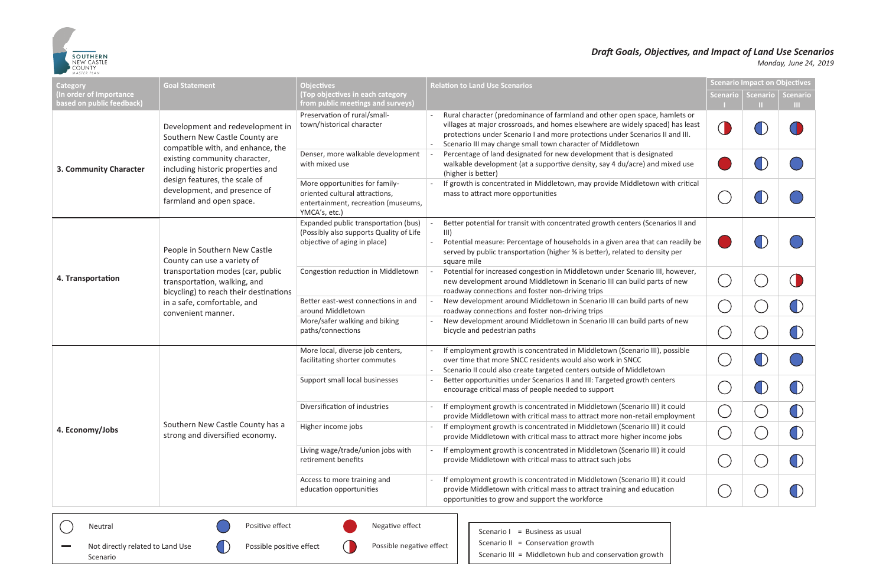*Draft Goals, Objectives, and Impact of Land Use Scenarios*

*Monday, June 24, 2019*

| Category (In order of Importance based on public feedback) | Goal Statement | Objectives (Top objectives in each category from public meetings and surveys) | Relation to Land Use Scenarios | Scenario Impact on Objectives | | |
|---|---|---|---|---|---|---|
| | | | | Scenario I | Scenario II | Scenario III |
| **3. Community Character** | Development and redevelopment in Southern New Castle County are compatible with, and enhance, the existing community character, including historic properties and design features, the scale of development, and presence of farmland and open space. | Preservation of rural/small-town/historical character | - Rural character (predominance of farmland and other open space, hamlets or villages at major crossroads, and homes elsewhere are widely spaced) has least protections under Scenario I and more protections under Scenarios II and III.<br>- Scenario III may change small town character of Middletown | Possible negative effect | Possible positive effect | Possible positive effect / Possible negative effect |
| | | Denser, more walkable development with mixed use | - Percentage of land designated for new development that is designated walkable development (at a supportive density, say 4 du/acre) and mixed use (higher is better) | Negative effect | Possible positive effect | Positive effect |
| | | More opportunities for family-oriented cultural attractions, entertainment, recreation (museums, YMCA's, etc.) | - If growth is concentrated in Middletown, may provide Middletown with critical mass to attract more opportunities | Neutral | Possible positive effect | Positive effect |
| **4. Transportation** | People in Southern New Castle County can use a variety of transportation modes (car, public transportation, walking, and bicycling) to reach their destinations in a safe, comfortable, and convenient manner. | Expanded public transportation (bus) (Possibly also supports Quality of Life objective of aging in place) | - Better potential for transit with concentrated growth centers (Scenarios II and III)<br>- Potential measure: Percentage of households in a given area that can readily be served by public transportation (higher % is better), related to density per square mile | Negative effect | Possible positive effect | Positive effect |
| | | Congestion reduction in Middletown | - Potential for increased congestion in Middletown under Scenario III, however, new development around Middletown in Scenario III can build parts of new roadway connections and foster non-driving trips | Neutral | Neutral | Possible negative effect |
| | | Better east-west connections in and around Middletown | - New development around Middletown in Scenario III can build parts of new roadway connections and foster non-driving trips | Neutral | Neutral | Possible positive effect |
| | | More/safer walking and biking paths/connections | - New development around Middletown in Scenario III can build parts of new bicycle and pedestrian paths | Neutral | Neutral | Possible positive effect |
| **4. Economy/Jobs** | Southern New Castle County has a strong and diversified economy. | More local, diverse job centers, facilitating shorter commutes | - If employment growth is concentrated in Middletown (Scenario III), possible over time that more SNCC residents would also work in SNCC<br>- Scenario II could also create targeted centers outside of Middletown | Neutral | Possible positive effect | Positive effect |
| | | Support small local businesses | - Better opportunities under Scenarios II and III: Targeted growth centers encourage critical mass of people needed to support | Neutral | Possible positive effect | Possible positive effect |
| | | Diversification of industries | - If employment growth is concentrated in Middletown (Scenario III) it could provide Middletown with critical mass to attract more non-retail employment | Neutral | Neutral | Possible positive effect |
| | | Higher income jobs | - If employment growth is concentrated in Middletown (Scenario III) it could provide Middletown with critical mass to attract more higher income jobs | Neutral | Neutral | Possible positive effect |
| | | Living wage/trade/union jobs with retirement benefits | - If employment growth is concentrated in Middletown (Scenario III) it could provide Middletown with critical mass to attract such jobs | Neutral | Neutral | Possible positive effect |
| | | Access to more training and education opportunities | - If employment growth is concentrated in Middletown (Scenario III) it could provide Middletown with critical mass to attract training and education opportunities to grow and support the workforce | Neutral | Neutral | Possible positive effect |

Legend:

- Neutral
- Positive effect
- Negative effect
- Not directly related to Land Use Scenario
- Possible positive effect
- Possible negative effect

Scenario I = Business as usual
Scenario II = Conservation growth
Scenario III = Middletown hub and conservation growth